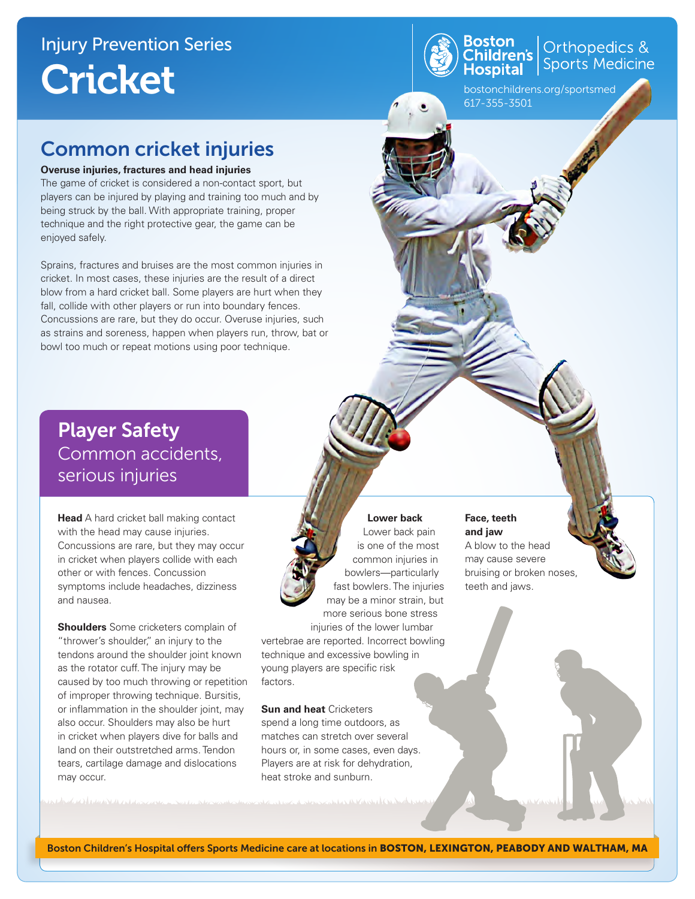Injury Prevention Series

# Cricket

Boston Children's Hospital | Orthopedics & Sports Medicine

bostonchildrens.org/sportsmed
617-355-3501

## Common cricket injuries

**Overuse injuries, fractures and head injuries**

The game of cricket is considered a non-contact sport, but players can be injured by playing and training too much and by being struck by the ball. With appropriate training, proper technique and the right protective gear, the game can be enjoyed safely.

Sprains, fractures and bruises are the most common injuries in cricket. In most cases, these injuries are the result of a direct blow from a hard cricket ball. Some players are hurt when they fall, collide with other players or run into boundary fences. Concussions are rare, but they do occur. Overuse injuries, such as strains and soreness, happen when players run, throw, bat or bowl too much or repeat motions using poor technique.

## Player Safety

### Common accidents, serious injuries

**Head** A hard cricket ball making contact with the head may cause injuries. Concussions are rare, but they may occur in cricket when players collide with each other or with fences. Concussion symptoms include headaches, dizziness and nausea.

**Shoulders** Some cricketers complain of "thrower's shoulder," an injury to the tendons around the shoulder joint known as the rotator cuff. The injury may be caused by too much throwing or repetition of improper throwing technique. Bursitis, or inflammation in the shoulder joint, may also occur. Shoulders may also be hurt in cricket when players dive for balls and land on their outstretched arms. Tendon tears, cartilage damage and dislocations may occur.

**Lower back**
Lower back pain is one of the most common injuries in bowlers—particularly fast bowlers. The injuries may be a minor strain, but more serious bone stress injuries of the lower lumbar vertebrae are reported. Incorrect bowling technique and excessive bowling in young players are specific risk factors.

**Sun and heat** Cricketers spend a long time outdoors, as matches can stretch over several hours or, in some cases, even days. Players are at risk for dehydration, heat stroke and sunburn.

**Face, teeth and jaw**
A blow to the head may cause severe bruising or broken noses, teeth and jaws.

Boston Children's Hospital offers Sports Medicine care at locations in **BOSTON, LEXINGTON, PEABODY AND WALTHAM, MA**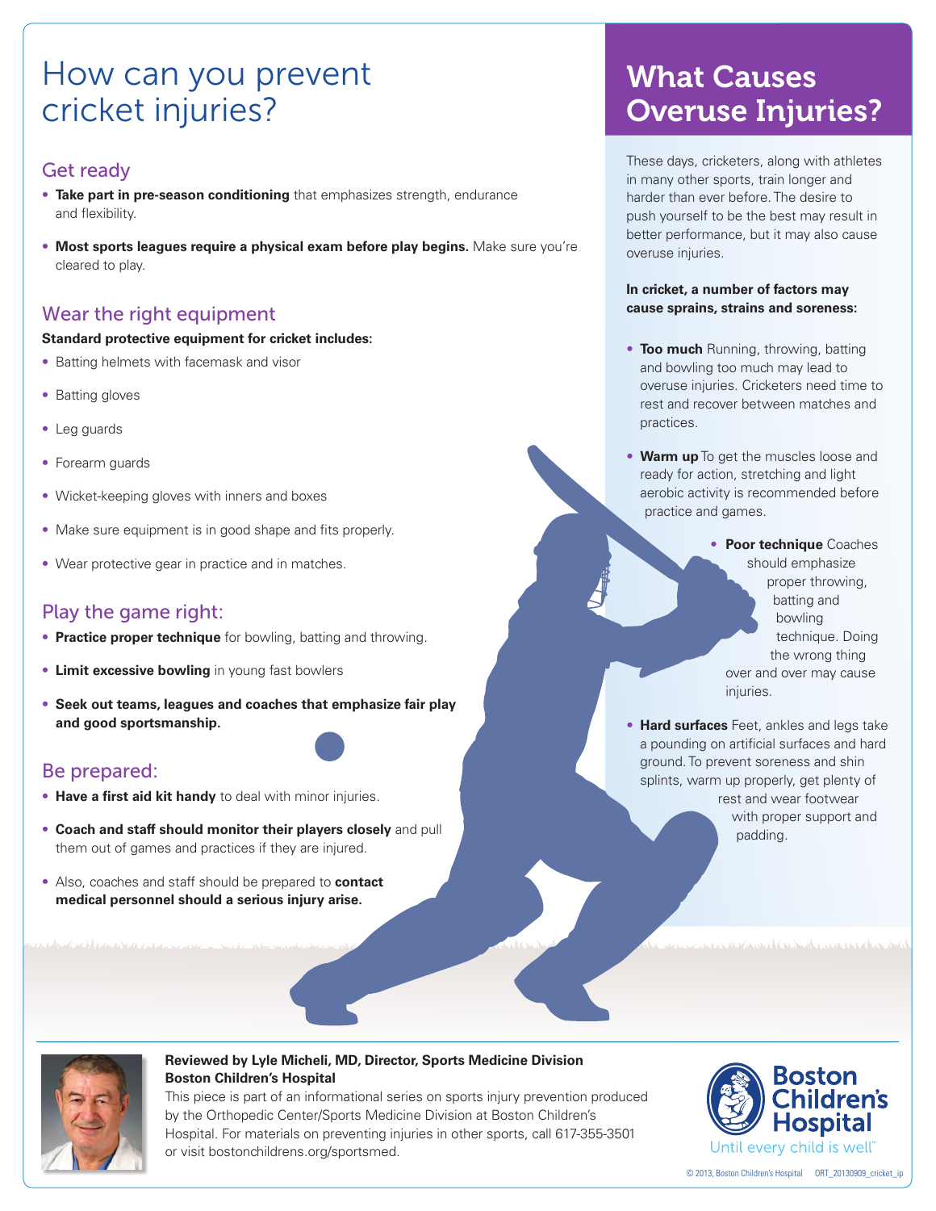# How can you prevent cricket injuries?

## Get ready

- **Take part in pre-season conditioning** that emphasizes strength, endurance and flexibility.
- **Most sports leagues require a physical exam before play begins.** Make sure you're cleared to play.

## Wear the right equipment

**Standard protective equipment for cricket includes:**

- Batting helmets with facemask and visor
- Batting gloves
- Leg guards
- Forearm guards
- Wicket-keeping gloves with inners and boxes
- Make sure equipment is in good shape and fits properly.
- Wear protective gear in practice and in matches.

## Play the game right:

- **Practice proper technique** for bowling, batting and throwing.
- **Limit excessive bowling** in young fast bowlers
- **Seek out teams, leagues and coaches that emphasize fair play and good sportsmanship.**

## Be prepared:

- **Have a first aid kit handy** to deal with minor injuries.
- **Coach and staff should monitor their players closely** and pull them out of games and practices if they are injured.
- Also, coaches and staff should be prepared to **contact medical personnel should a serious injury arise.**

# What Causes Overuse Injuries?

These days, cricketers, along with athletes in many other sports, train longer and harder than ever before. The desire to push yourself to be the best may result in better performance, but it may also cause overuse injuries.

**In cricket, a number of factors may cause sprains, strains and soreness:**

- **Too much** Running, throwing, batting and bowling too much may lead to overuse injuries. Cricketers need time to rest and recover between matches and practices.
- **Warm up** To get the muscles loose and ready for action, stretching and light aerobic activity is recommended before practice and games.
- **Poor technique** Coaches should emphasize proper throwing, batting and bowling technique. Doing the wrong thing over and over may cause injuries.
- **Hard surfaces** Feet, ankles and legs take a pounding on artificial surfaces and hard ground. To prevent soreness and shin splints, warm up properly, get plenty of rest and wear footwear with proper support and padding.

---

**Reviewed by Lyle Micheli, MD, Director, Sports Medicine Division Boston Children's Hospital**

This piece is part of an informational series on sports injury prevention produced by the Orthopedic Center/Sports Medicine Division at Boston Children's Hospital. For materials on preventing injuries in other sports, call 617-355-3501 or visit bostonchildrens.org/sportsmed.

Boston Children's Hospital
Until every child is well™

© 2013, Boston Children's Hospital ORT_20130909_cricket_ip